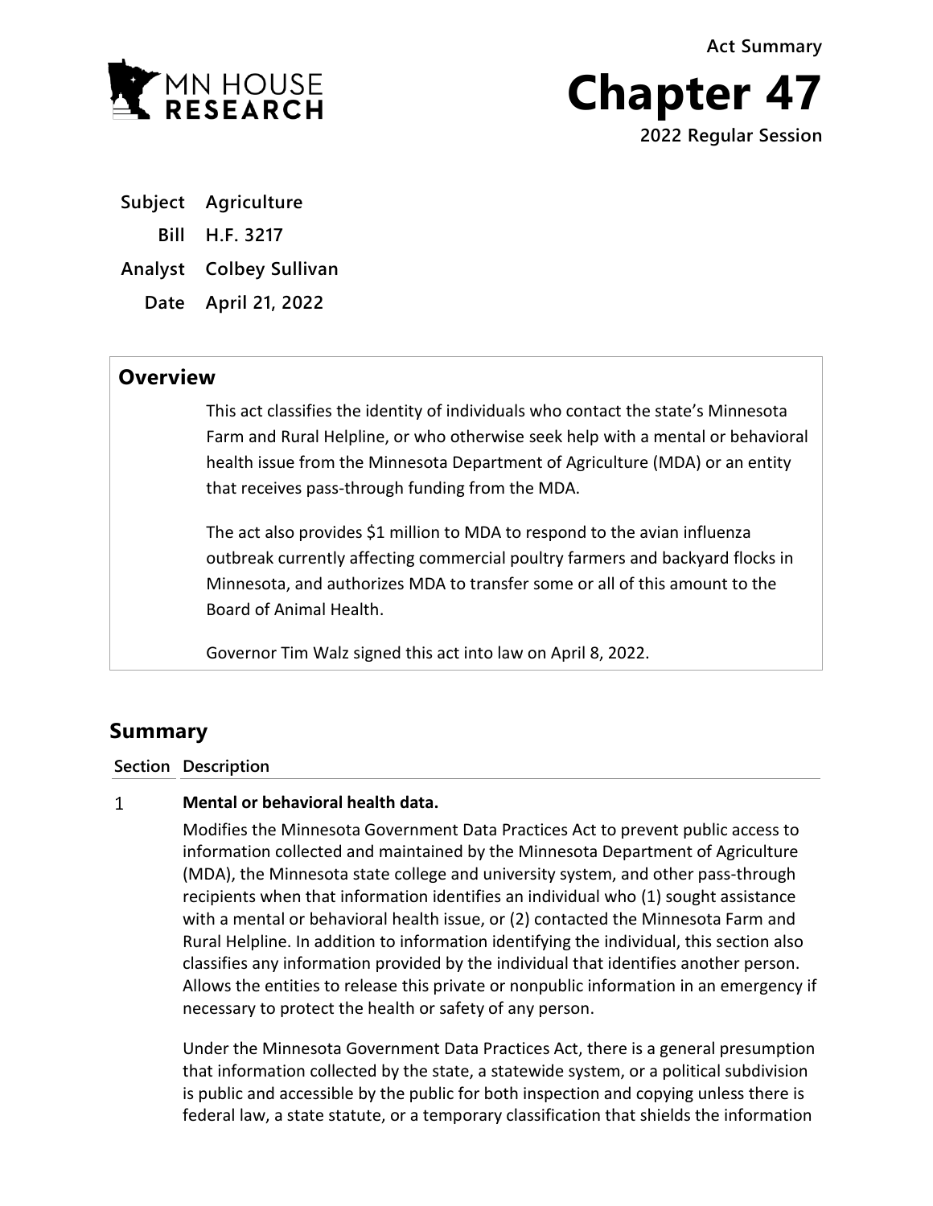MN HOUSE RESEARCH

Act Summary

# Chapter 47

2022 Regular Session

| | |
|---|---|
| **Subject** | **Agriculture** |
| **Bill** | **H.F. 3217** |
| **Analyst** | **Colbey Sullivan** |
| **Date** | **April 21, 2022** |

## Overview

This act classifies the identity of individuals who contact the state's Minnesota Farm and Rural Helpline, or who otherwise seek help with a mental or behavioral health issue from the Minnesota Department of Agriculture (MDA) or an entity that receives pass-through funding from the MDA.

The act also provides $1 million to MDA to respond to the avian influenza outbreak currently affecting commercial poultry farmers and backyard flocks in Minnesota, and authorizes MDA to transfer some or all of this amount to the Board of Animal Health.

Governor Tim Walz signed this act into law on April 8, 2022.

## Summary

| Section | Description |
|---|---|
| 1 | **Mental or behavioral health data.** Modifies the Minnesota Government Data Practices Act to prevent public access to information collected and maintained by the Minnesota Department of Agriculture (MDA), the Minnesota state college and university system, and other pass-through recipients when that information identifies an individual who (1) sought assistance with a mental or behavioral health issue, or (2) contacted the Minnesota Farm and Rural Helpline. In addition to information identifying the individual, this section also classifies any information provided by the individual that identifies another person. Allows the entities to release this private or nonpublic information in an emergency if necessary to protect the health or safety of any person. Under the Minnesota Government Data Practices Act, there is a general presumption that information collected by the state, a statewide system, or a political subdivision is public and accessible by the public for both inspection and copying unless there is federal law, a state statute, or a temporary classification that shields the information |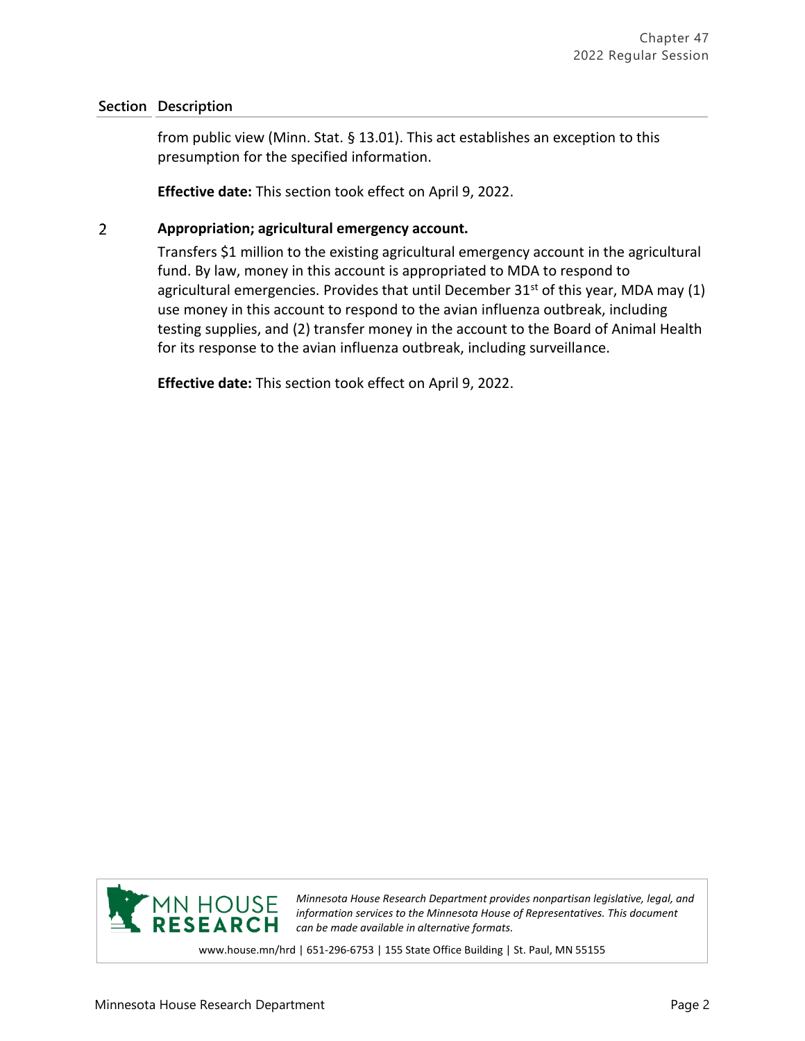| Section | Description |
|---|---|
| | from public view (Minn. Stat. § 13.01). This act establishes an exception to this presumption for the specified information.<br><br>**Effective date:** This section took effect on April 9, 2022. |
| 2 | **Appropriation; agricultural emergency account.**<br><br>Transfers $1 million to the existing agricultural emergency account in the agricultural fund. By law, money in this account is appropriated to MDA to respond to agricultural emergencies. Provides that until December 31st of this year, MDA may (1) use money in this account to respond to the avian influenza outbreak, including testing supplies, and (2) transfer money in the account to the Board of Animal Health for its response to the avian influenza outbreak, including surveillance.<br><br>**Effective date:** This section took effect on April 9, 2022. |

MN HOUSE RESEARCH

*Minnesota House Research Department provides nonpartisan legislative, legal, and information services to the Minnesota House of Representatives. This document can be made available in alternative formats.*

www.house.mn/hrd | 651-296-6753 | 155 State Office Building | St. Paul, MN 55155